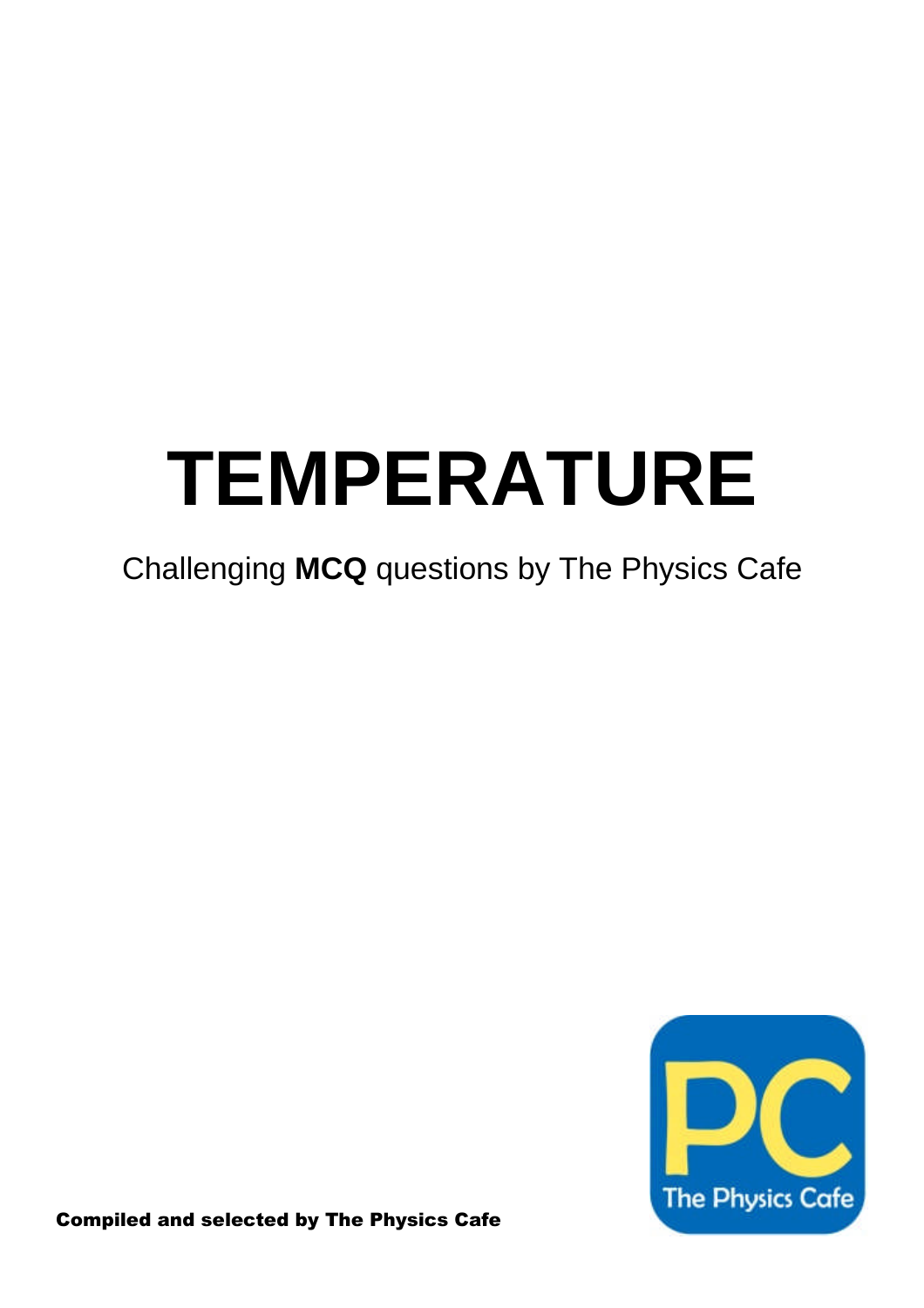# TEMPERATURE

Challenging **MCQ** questions by The Physics Cafe

**Compiled and selected by The Physics Cafe**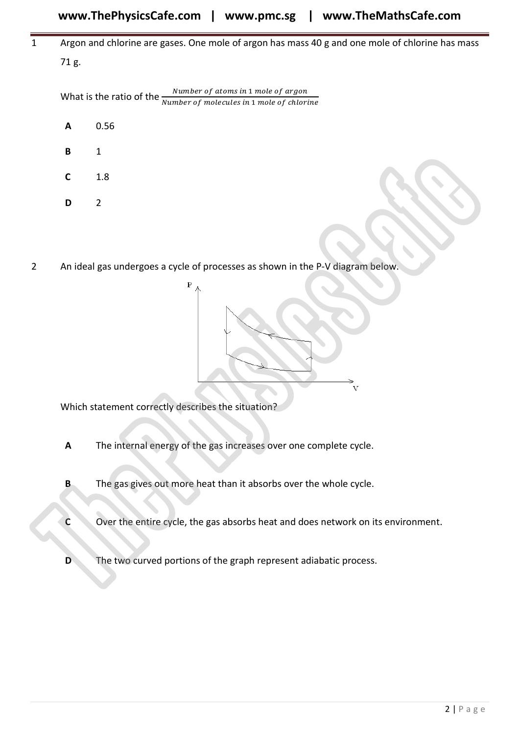1 Argon and chlorine are gases. One mole of argon has mass 40 g and one mole of chlorine has mass 71 g.

What is the ratio of the $\frac{\textit{Number of atoms in 1 mole of argon}}{\textit{Number of molecules in 1 mole of chlorine}}$

**A** 0.56

**B** 1

**C** 1.8

**D** 2

2 An ideal gas undergoes a cycle of processes as shown in the P-V diagram below.

Which statement correctly describes the situation?

**A** The internal energy of the gas increases over one complete cycle.

**B** The gas gives out more heat than it absorbs over the whole cycle.

**C** Over the entire cycle, the gas absorbs heat and does network on its environment.

**D** The two curved portions of the graph represent adiabatic process.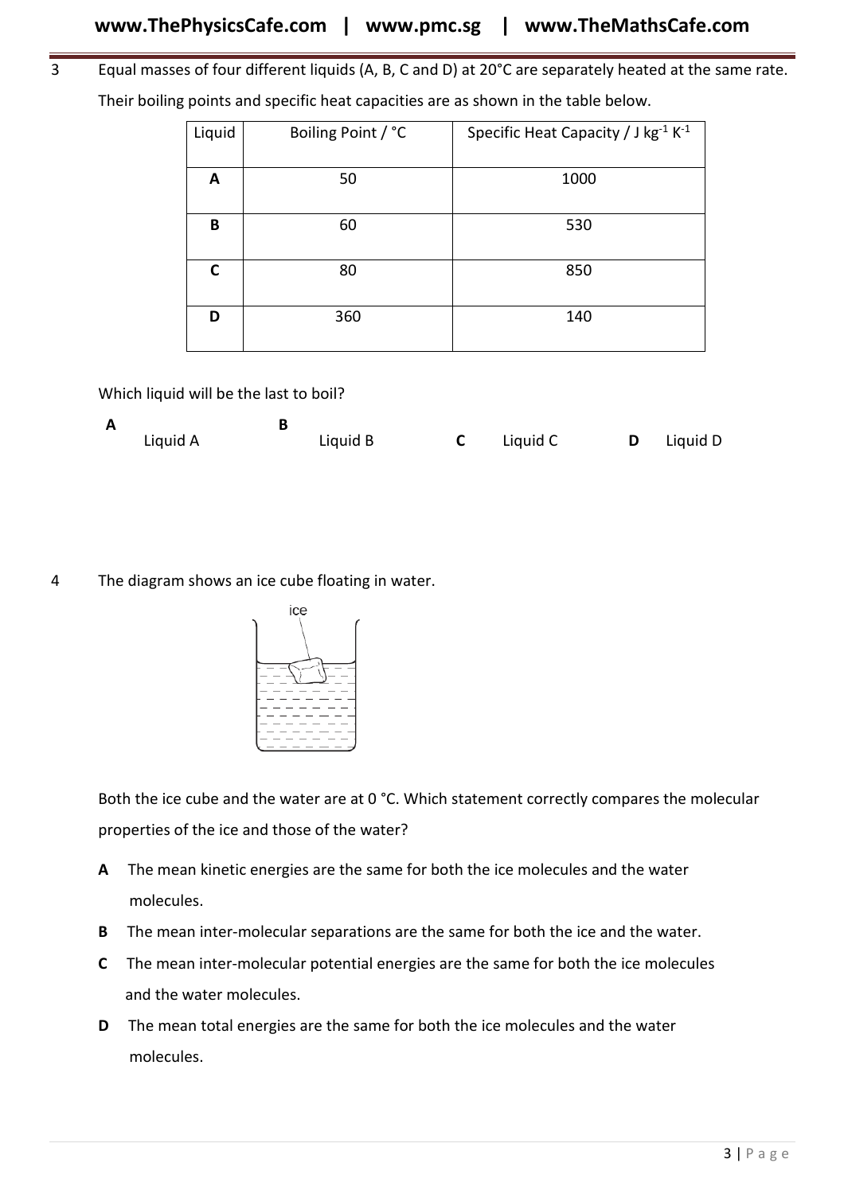3 Equal masses of four different liquids (A, B, C and D) at 20°C are separately heated at the same rate. Their boiling points and specific heat capacities are as shown in the table below.

| Liquid | Boiling Point / °C | Specific Heat Capacity / J $kg^{-1}$ $K^{-1}$ |
|---|---|---|
| **A** | 50 | 1000 |
| **B** | 60 | 530 |
| **C** | 80 | 850 |
| **D** | 360 | 140 |

Which liquid will be the last to boil?

**A** Liquid A **B** Liquid B **C** Liquid C **D** Liquid D

4 The diagram shows an ice cube floating in water.

ice

Both the ice cube and the water are at 0 °C. Which statement correctly compares the molecular properties of the ice and those of the water?

**A** The mean kinetic energies are the same for both the ice molecules and the water molecules.

**B** The mean inter-molecular separations are the same for both the ice and the water.

**C** The mean inter-molecular potential energies are the same for both the ice molecules and the water molecules.

**D** The mean total energies are the same for both the ice molecules and the water molecules.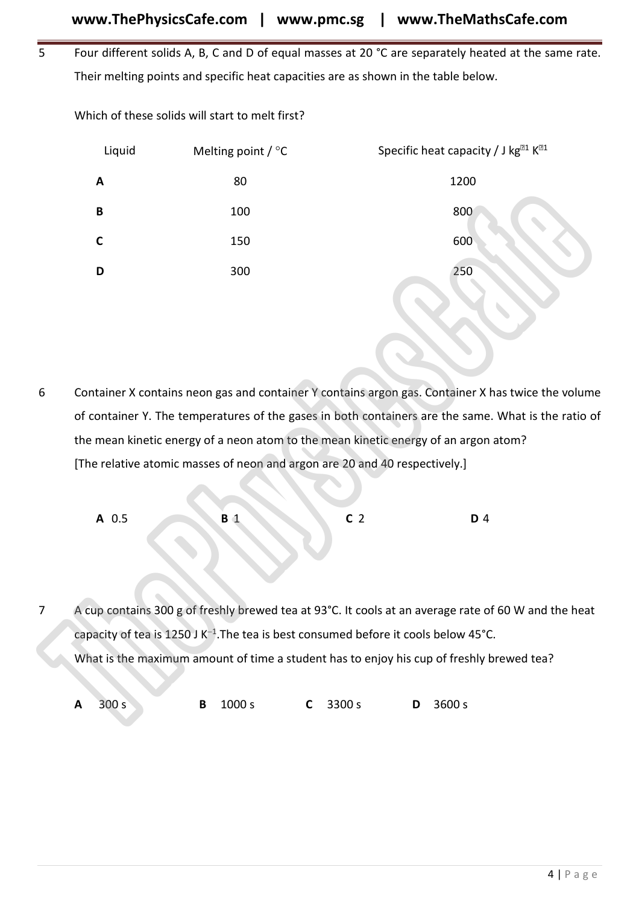5 Four different solids A, B, C and D of equal masses at 20 °C are separately heated at the same rate. Their melting points and specific heat capacities are as shown in the table below.

Which of these solids will start to melt first?

| Liquid | Melting point / °C | Specific heat capacity / J $kg^{-1}$ $K^{-1}$ |
|---|---|---|
| **A** | 80 | 1200 |
| **B** | 100 | 800 |
| **C** | 150 | 600 |
| **D** | 300 | 250 |

6 Container X contains neon gas and container Y contains argon gas. Container X has twice the volume of container Y. The temperatures of the gases in both containers are the same. What is the ratio of the mean kinetic energy of a neon atom to the mean kinetic energy of an argon atom?
[The relative atomic masses of neon and argon are 20 and 40 respectively.]

**A** 0.5 **B** 1 **C** 2 **D** 4

7 A cup contains 300 g of freshly brewed tea at 93°C. It cools at an average rate of 60 W and the heat capacity of tea is 1250 J $K^{-1}$. The tea is best consumed before it cools below 45°C.
What is the maximum amount of time a student has to enjoy his cup of freshly brewed tea?

**A** 300 s **B** 1000 s **C** 3300 s **D** 3600 s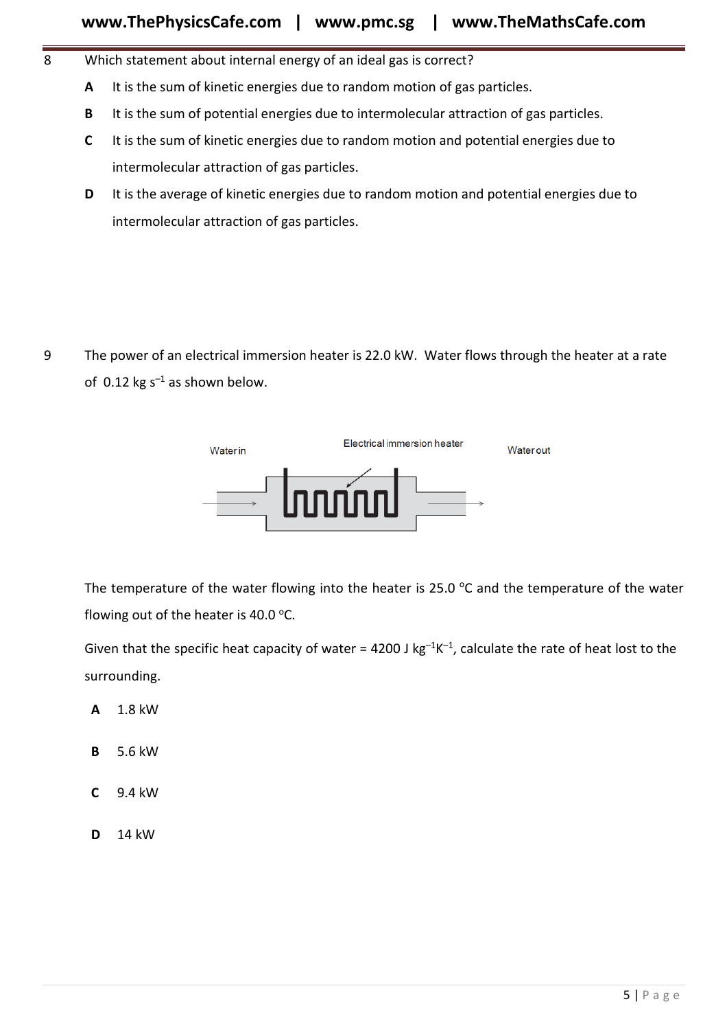8 Which statement about internal energy of an ideal gas is correct?

**A** It is the sum of kinetic energies due to random motion of gas particles.

**B** It is the sum of potential energies due to intermolecular attraction of gas particles.

**C** It is the sum of kinetic energies due to random motion and potential energies due to intermolecular attraction of gas particles.

**D** It is the average of kinetic energies due to random motion and potential energies due to intermolecular attraction of gas particles.

9 The power of an electrical immersion heater is 22.0 kW. Water flows through the heater at a rate of 0.12 kg $s^{-1}$ as shown below.

Water in | Electrical immersion heater | Water out

The temperature of the water flowing into the heater is 25.0 °C and the temperature of the water flowing out of the heater is 40.0 °C.

Given that the specific heat capacity of water = 4200 J $kg^{-1}K^{-1}$, calculate the rate of heat lost to the surrounding.

**A** 1.8 kW

**B** 5.6 kW

**C** 9.4 kW

**D** 14 kW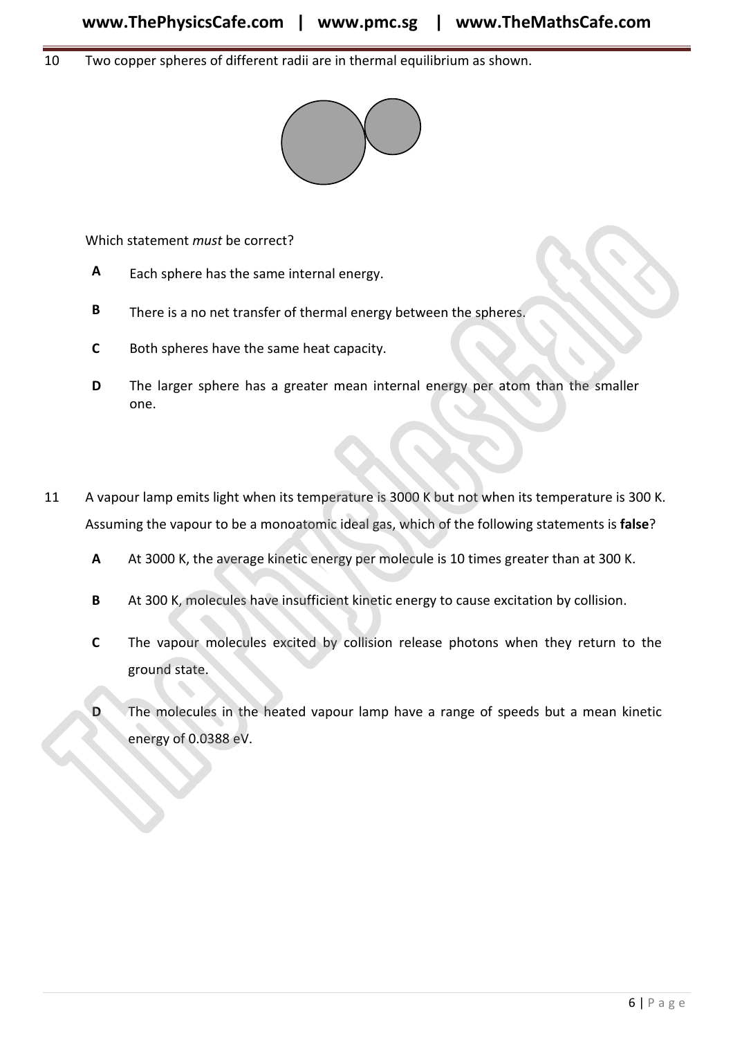10 Two copper spheres of different radii are in thermal equilibrium as shown.

Which statement *must* be correct?

**A** Each sphere has the same internal energy.

**B** There is a no net transfer of thermal energy between the spheres.

**C** Both spheres have the same heat capacity.

**D** The larger sphere has a greater mean internal energy per atom than the smaller one.

11 A vapour lamp emits light when its temperature is 3000 K but not when its temperature is 300 K. Assuming the vapour to be a monoatomic ideal gas, which of the following statements is **false**?

**A** At 3000 K, the average kinetic energy per molecule is 10 times greater than at 300 K.

**B** At 300 K, molecules have insufficient kinetic energy to cause excitation by collision.

**C** The vapour molecules excited by collision release photons when they return to the ground state.

**D** The molecules in the heated vapour lamp have a range of speeds but a mean kinetic energy of 0.0388 eV.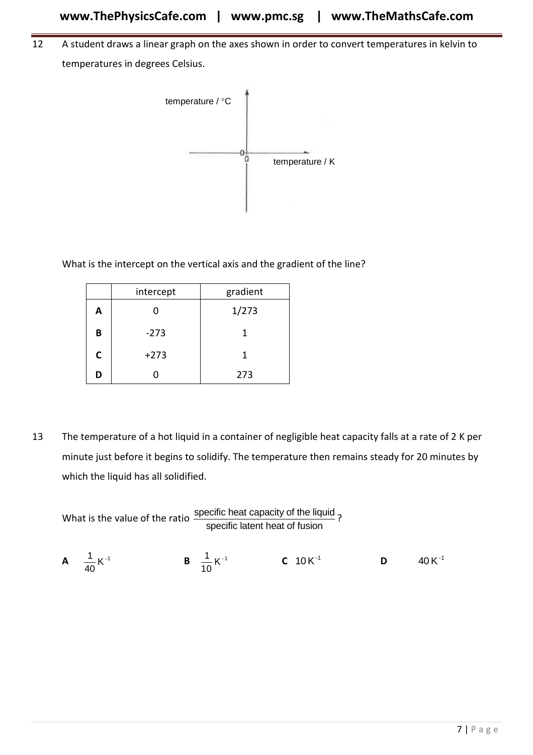12 A student draws a linear graph on the axes shown in order to convert temperatures in kelvin to temperatures in degrees Celsius.

What is the intercept on the vertical axis and the gradient of the line?

| | intercept | gradient |
|---|---|---|
| **A** | 0 | 1/273 |
| **B** | -273 | 1 |
| **C** | +273 | 1 |
| **D** | 0 | 273 |

13 The temperature of a hot liquid in a container of negligible heat capacity falls at a rate of 2 K per minute just before it begins to solidify. The temperature then remains steady for 20 minutes by which the liquid has all solidified.

What is the value of the ratio $\dfrac{\text{specific heat capacity of the liquid}}{\text{specific latent heat of fusion}}$?

**A** $\dfrac{1}{40}\,\text{K}^{-1}$ **B** $\dfrac{1}{10}\,\text{K}^{-1}$ **C** $10\,\text{K}^{-1}$ **D** $40\,\text{K}^{-1}$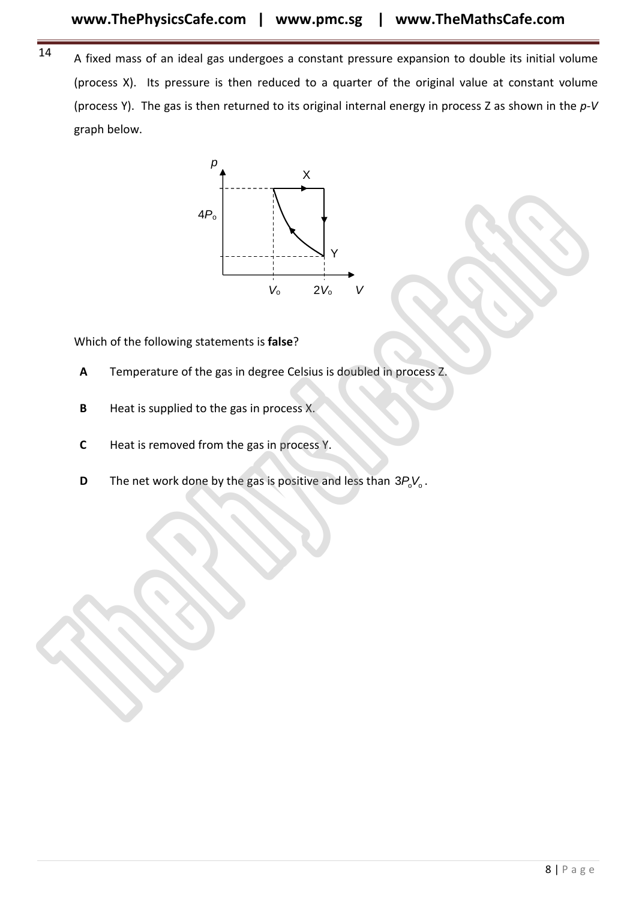14 A fixed mass of an ideal gas undergoes a constant pressure expansion to double its initial volume (process X). Its pressure is then reduced to a quarter of the original value at constant volume (process Y). The gas is then returned to its original internal energy in process Z as shown in the *p*-*V* graph below.

Which of the following statements is **false**?

**A** Temperature of the gas in degree Celsius is doubled in process Z.

**B** Heat is supplied to the gas in process X.

**C** Heat is removed from the gas in process Y.

**D** The net work done by the gas is positive and less than $3P_oV_o$.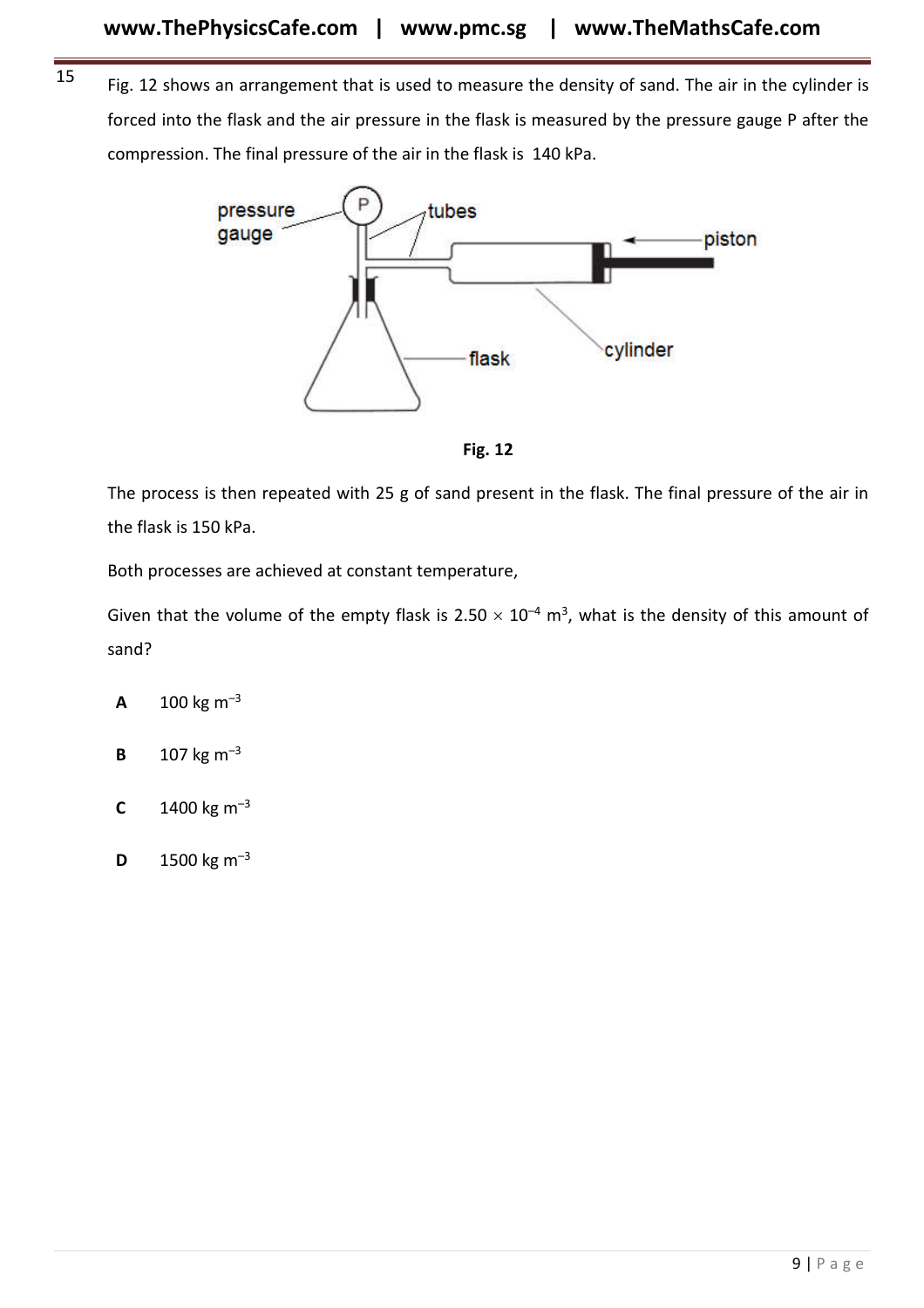15 Fig. 12 shows an arrangement that is used to measure the density of sand. The air in the cylinder is forced into the flask and the air pressure in the flask is measured by the pressure gauge P after the compression. The final pressure of the air in the flask is 140 kPa.

**Fig. 12**

The process is then repeated with 25 g of sand present in the flask. The final pressure of the air in the flask is 150 kPa.

Both processes are achieved at constant temperature,

Given that the volume of the empty flask is $2.50 \times 10^{-4}$ m$^3$, what is the density of this amount of sand?

**A** 100 kg m$^{-3}$

**B** 107 kg m$^{-3}$

**C** 1400 kg m$^{-3}$

**D** 1500 kg m$^{-3}$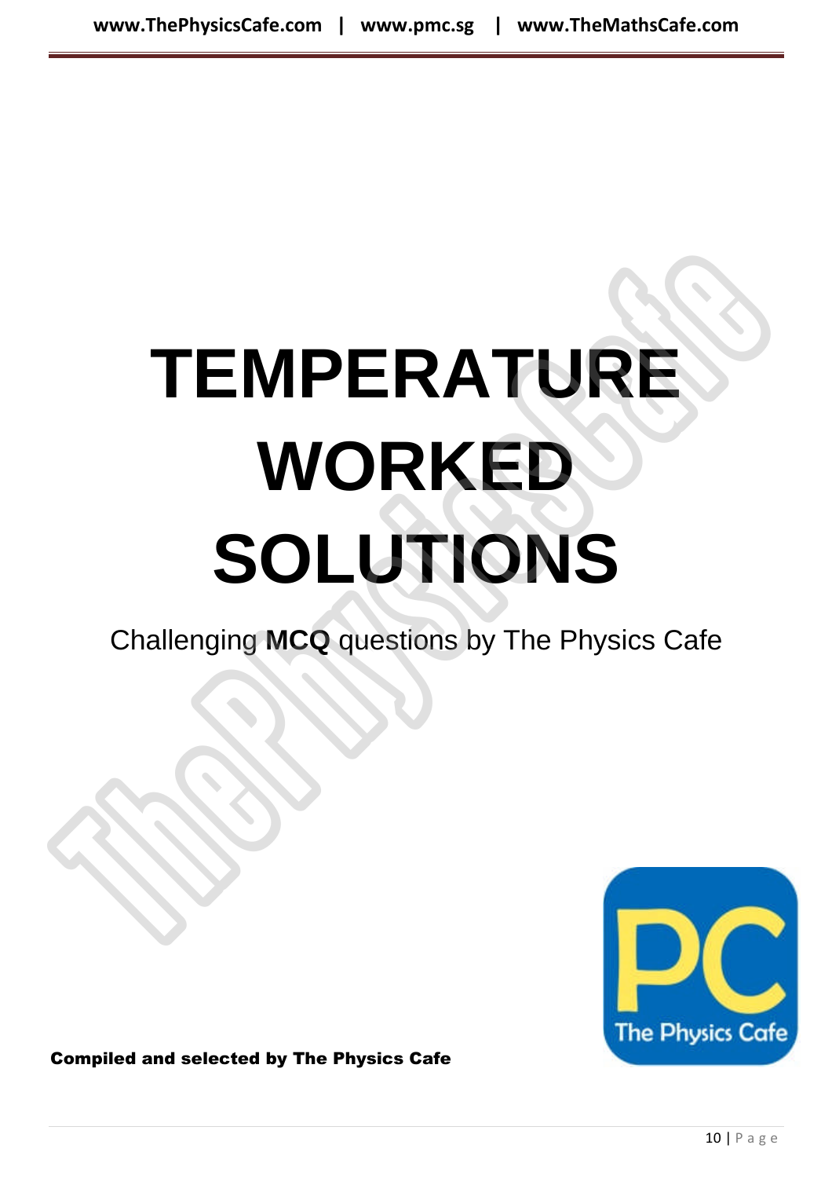# TEMPERATURE WORKED SOLUTIONS

Challenging **MCQ** questions by The Physics Cafe

**Compiled and selected by The Physics Cafe**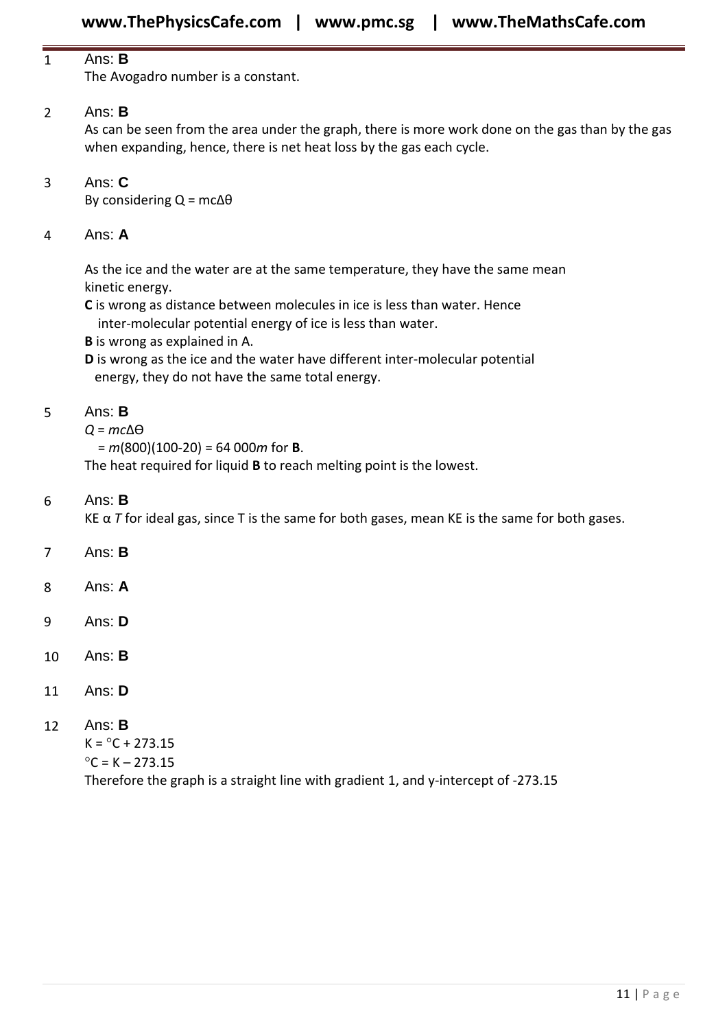1 Ans: **B**
The Avogadro number is a constant.

2 Ans: **B**
As can be seen from the area under the graph, there is more work done on the gas than by the gas when expanding, hence, there is net heat loss by the gas each cycle.

3 Ans: **C**
By considering $Q = mc\Delta\theta$

4 Ans: **A**

As the ice and the water are at the same temperature, they have the same mean kinetic energy.
**C** is wrong as distance between molecules in ice is less than water. Hence inter-molecular potential energy of ice is less than water.
**B** is wrong as explained in A.
**D** is wrong as the ice and the water have different inter-molecular potential energy, they do not have the same total energy.

5 Ans: **B**
$Q = mc\Delta\Theta$
$= m(800)(100-20) = 64\ 000m$ for **B**.
The heat required for liquid **B** to reach melting point is the lowest.

6 Ans: **B**
KE $\alpha$ $T$ for ideal gas, since T is the same for both gases, mean KE is the same for both gases.

7 Ans: **B**

8 Ans: **A**

9 Ans: **D**

10 Ans: **B**

11 Ans: **D**

12 Ans: **B**
$K = {}^{\circ}C + 273.15$
${}^{\circ}C = K - 273.15$
Therefore the graph is a straight line with gradient 1, and y-intercept of -273.15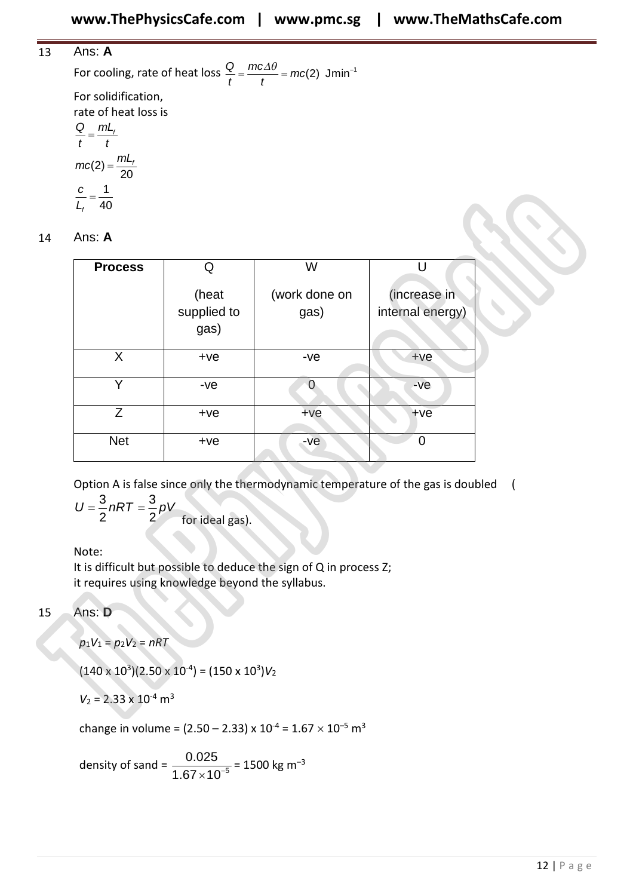13 Ans: **A**

For cooling, rate of heat loss $\frac{Q}{t} = \frac{mc\Delta\theta}{t} = mc(2)$ Jmin$^{-1}$

For solidification,
rate of heat loss is

$$\frac{Q}{t} = \frac{mL_f}{t}$$

$$mc(2) = \frac{mL_f}{20}$$

$$\frac{c}{L_f} = \frac{1}{40}$$

14 Ans: **A**

| **Process** | Q (heat supplied to gas) | W (work done on gas) | U (increase in internal energy) |
|---|---|---|---|
| X | +ve | -ve | +ve |
| Y | -ve | 0 | -ve |
| Z | +ve | +ve | +ve |
| Net | +ve | -ve | 0 |

Option A is false since only the thermodynamic temperature of the gas is doubled ( $U = \frac{3}{2}nRT = \frac{3}{2}pV$ for ideal gas).

Note:
It is difficult but possible to deduce the sign of Q in process Z;
it requires using knowledge beyond the syllabus.

15 Ans: **D**

$p_1V_1 = p_2V_2 = nRT$

$(140 \times 10^3)(2.50 \times 10^{-4}) = (150 \times 10^3)V_2$

$V_2 = 2.33 \times 10^{-4}$ m$^3$

change in volume = $(2.50 - 2.33) \times 10^{-4} = 1.67 \times 10^{-5}$ m$^3$

density of sand = $\frac{0.025}{1.67 \times 10^{-5}}$ = 1500 kg m$^{-3}$